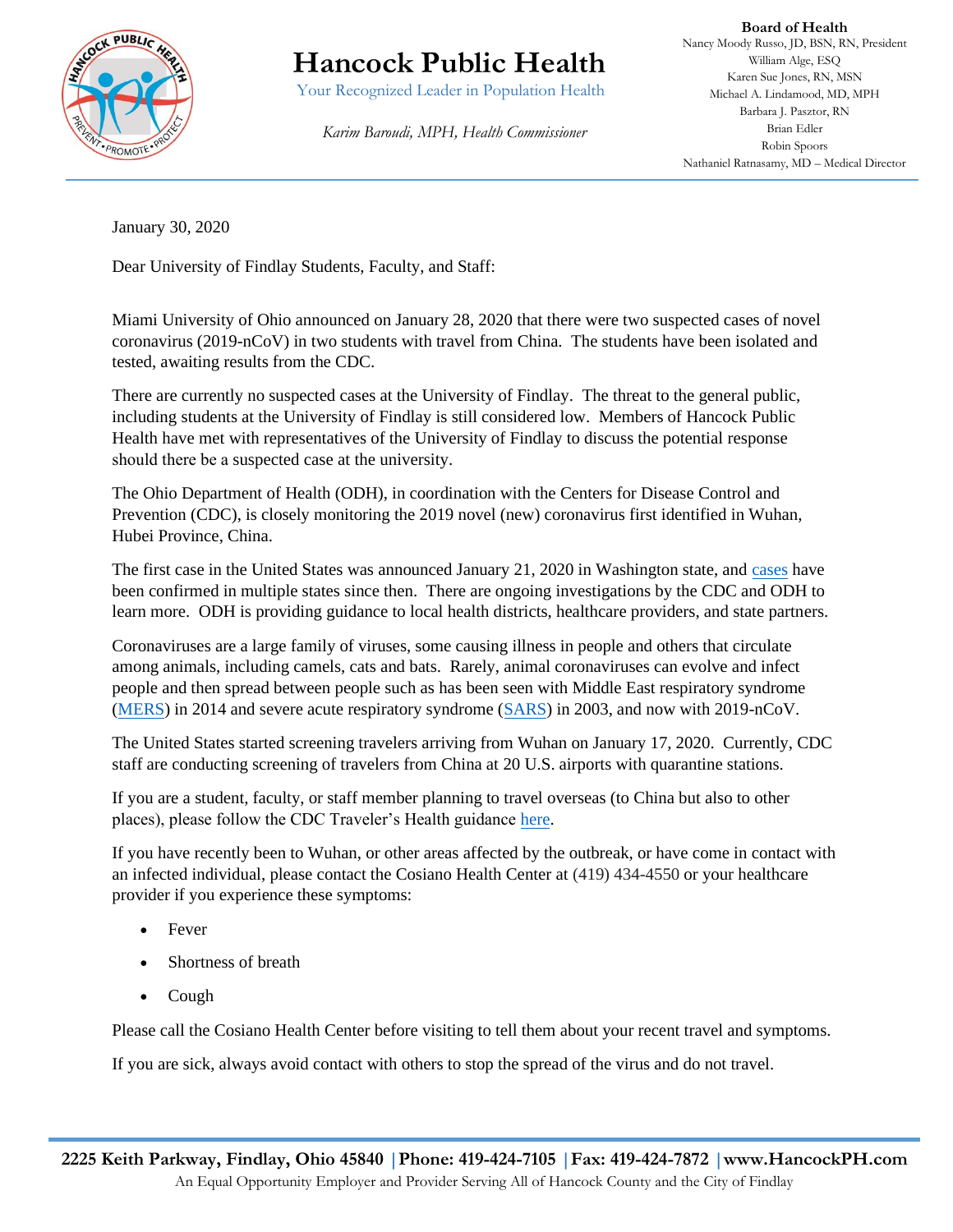# Hancock Public Health

Your Recognized Leader in Population Health

*Karim Baroudi, MPH, Health Commissioner*

**Board of Health**
Nancy Moody Russo, JD, BSN, RN, President
William Alge, ESQ
Karen Sue Jones, RN, MSN
Michael A. Lindamood, MD, MPH
Barbara J. Pasztor, RN
Brian Edler
Robin Spoors
Nathaniel Ratnasamy, MD – Medical Director

January 30, 2020

Dear University of Findlay Students, Faculty, and Staff:

Miami University of Ohio announced on January 28, 2020 that there were two suspected cases of novel coronavirus (2019-nCoV) in two students with travel from China. The students have been isolated and tested, awaiting results from the CDC.

There are currently no suspected cases at the University of Findlay. The threat to the general public, including students at the University of Findlay is still considered low. Members of Hancock Public Health have met with representatives of the University of Findlay to discuss the potential response should there be a suspected case at the university.

The Ohio Department of Health (ODH), in coordination with the Centers for Disease Control and Prevention (CDC), is closely monitoring the 2019 novel (new) coronavirus first identified in Wuhan, Hubei Province, China.

The first case in the United States was announced January 21, 2020 in Washington state, and cases have been confirmed in multiple states since then. There are ongoing investigations by the CDC and ODH to learn more. ODH is providing guidance to local health districts, healthcare providers, and state partners.

Coronaviruses are a large family of viruses, some causing illness in people and others that circulate among animals, including camels, cats and bats. Rarely, animal coronaviruses can evolve and infect people and then spread between people such as has been seen with Middle East respiratory syndrome (MERS) in 2014 and severe acute respiratory syndrome (SARS) in 2003, and now with 2019-nCoV.

The United States started screening travelers arriving from Wuhan on January 17, 2020. Currently, CDC staff are conducting screening of travelers from China at 20 U.S. airports with quarantine stations.

If you are a student, faculty, or staff member planning to travel overseas (to China but also to other places), please follow the CDC Traveler's Health guidance here.

If you have recently been to Wuhan, or other areas affected by the outbreak, or have come in contact with an infected individual, please contact the Cosiano Health Center at (419) 434-4550 or your healthcare provider if you experience these symptoms:

- Fever
- Shortness of breath
- Cough

Please call the Cosiano Health Center before visiting to tell them about your recent travel and symptoms.

If you are sick, always avoid contact with others to stop the spread of the virus and do not travel.

**2225 Keith Parkway, Findlay, Ohio 45840 | Phone: 419-424-7105 | Fax: 419-424-7872 | www.HancockPH.com**

An Equal Opportunity Employer and Provider Serving All of Hancock County and the City of Findlay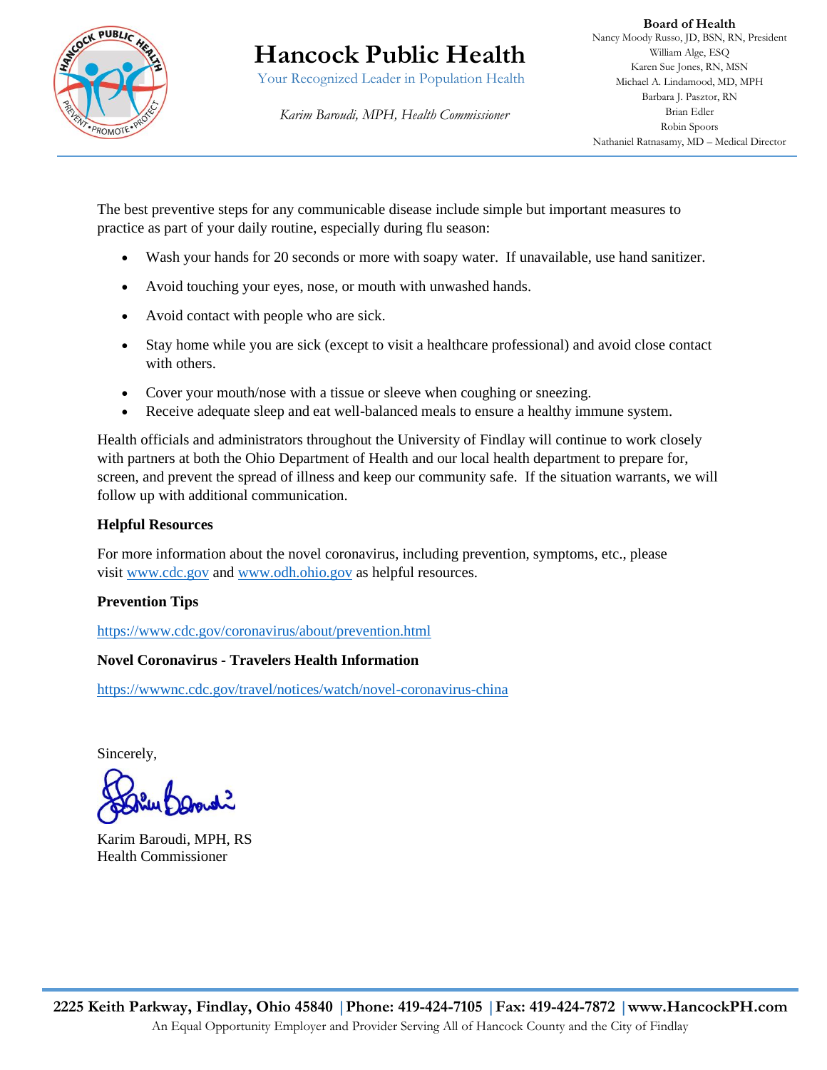The best preventive steps for any communicable disease include simple but important measures to practice as part of your daily routine, especially during flu season:

- Wash your hands for 20 seconds or more with soapy water. If unavailable, use hand sanitizer.
- Avoid touching your eyes, nose, or mouth with unwashed hands.
- Avoid contact with people who are sick.
- Stay home while you are sick (except to visit a healthcare professional) and avoid close contact with others.
- Cover your mouth/nose with a tissue or sleeve when coughing or sneezing.
- Receive adequate sleep and eat well-balanced meals to ensure a healthy immune system.

Health officials and administrators throughout the University of Findlay will continue to work closely with partners at both the Ohio Department of Health and our local health department to prepare for, screen, and prevent the spread of illness and keep our community safe. If the situation warrants, we will follow up with additional communication.

**Helpful Resources**

For more information about the novel coronavirus, including prevention, symptoms, etc., please visit www.cdc.gov and www.odh.ohio.gov as helpful resources.

**Prevention Tips**

https://www.cdc.gov/coronavirus/about/prevention.html

**Novel Coronavirus - Travelers Health Information**

https://wwwnc.cdc.gov/travel/notices/watch/novel-coronavirus-china

Sincerely,

Karim Baroudi, MPH, RS
Health Commissioner